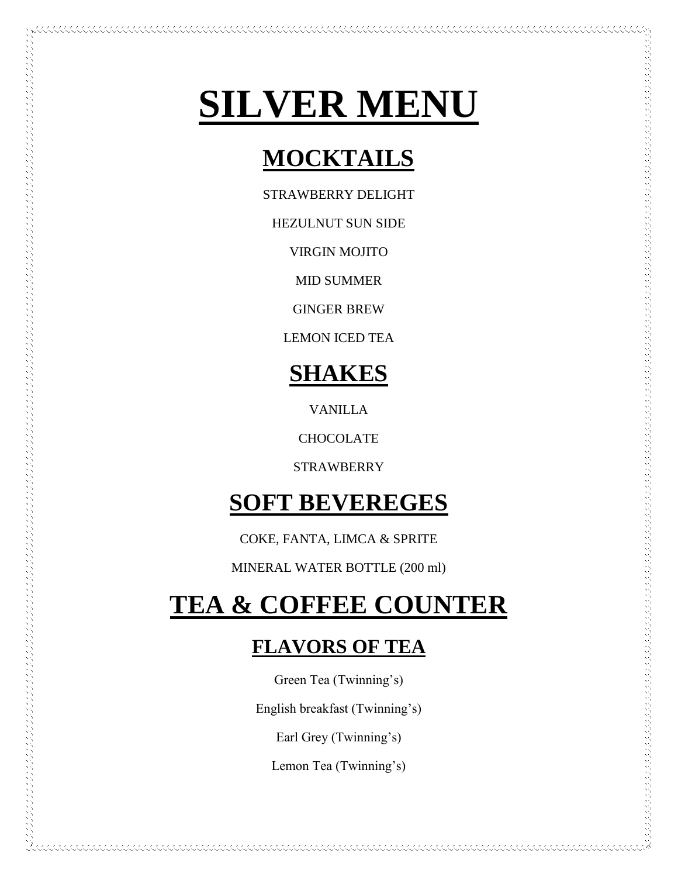# SILVER MENU

## MOCKTAILS

STRAWBERRY DELIGHT

HEZULNUT SUN SIDE

VIRGIN MOJITO

MID SUMMER

GINGER BREW

LEMON ICED TEA

## SHAKES

VANILLA

CHOCOLATE

STRAWBERRY

## SOFT BEVEREGES

COKE, FANTA, LIMCA & SPRITE

MINERAL WATER BOTTLE (200 ml)

## TEA & COFFEE COUNTER

### FLAVORS OF TEA

Green Tea (Twinning's)

English breakfast (Twinning's)

Earl Grey (Twinning's)

Lemon Tea (Twinning's)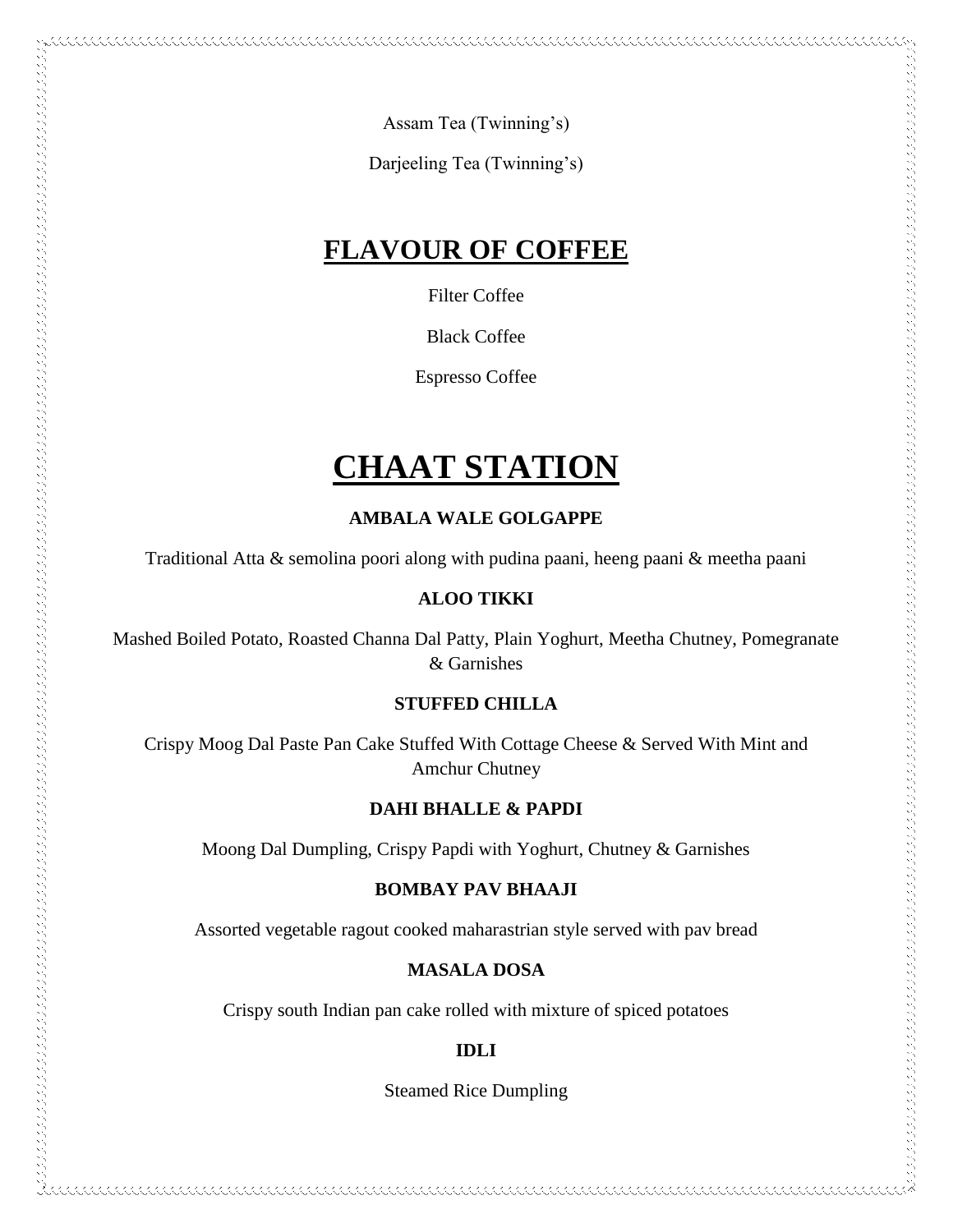Assam Tea (Twinning's)

Darjeeling Tea (Twinning's)

## FLAVOUR OF COFFEE

Filter Coffee

Black Coffee

Espresso Coffee

# CHAAT STATION

### AMBALA WALE GOLGAPPE

Traditional Atta & semolina poori along with pudina paani, heeng paani & meetha paani

### ALOO TIKKI

Mashed Boiled Potato, Roasted Channa Dal Patty, Plain Yoghurt, Meetha Chutney, Pomegranate & Garnishes

### STUFFED CHILLA

Crispy Moog Dal Paste Pan Cake Stuffed With Cottage Cheese & Served With Mint and Amchur Chutney

### DAHI BHALLE & PAPDI

Moong Dal Dumpling, Crispy Papdi with Yoghurt, Chutney & Garnishes

### BOMBAY PAV BHAAJI

Assorted vegetable ragout cooked maharastrian style served with pav bread

### MASALA DOSA

Crispy south Indian pan cake rolled with mixture of spiced potatoes

### IDLI

Steamed Rice Dumpling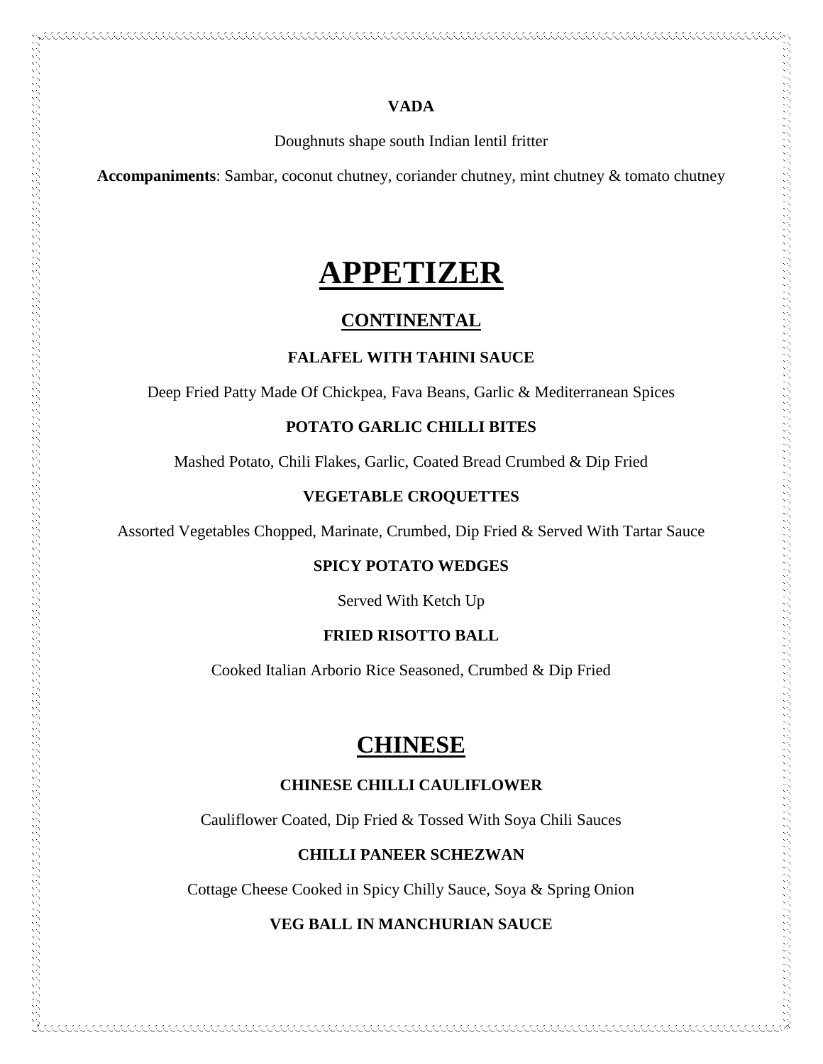**VADA**

Doughnuts shape south Indian lentil fritter

**Accompaniments**: Sambar, coconut chutney, coriander chutney, mint chutney & tomato chutney

# APPETIZER

## CONTINENTAL

**FALAFEL WITH TAHINI SAUCE**

Deep Fried Patty Made Of Chickpea, Fava Beans, Garlic & Mediterranean Spices

**POTATO GARLIC CHILLI BITES**

Mashed Potato, Chili Flakes, Garlic, Coated Bread Crumbed & Dip Fried

**VEGETABLE CROQUETTES**

Assorted Vegetables Chopped, Marinate, Crumbed, Dip Fried & Served With Tartar Sauce

**SPICY POTATO WEDGES**

Served With Ketch Up

**FRIED RISOTTO BALL**

Cooked Italian Arborio Rice Seasoned, Crumbed & Dip Fried

## CHINESE

**CHINESE CHILLI CAULIFLOWER**

Cauliflower Coated, Dip Fried & Tossed With Soya Chili Sauces

**CHILLI PANEER SCHEZWAN**

Cottage Cheese Cooked in Spicy Chilly Sauce, Soya & Spring Onion

**VEG BALL IN MANCHURIAN SAUCE**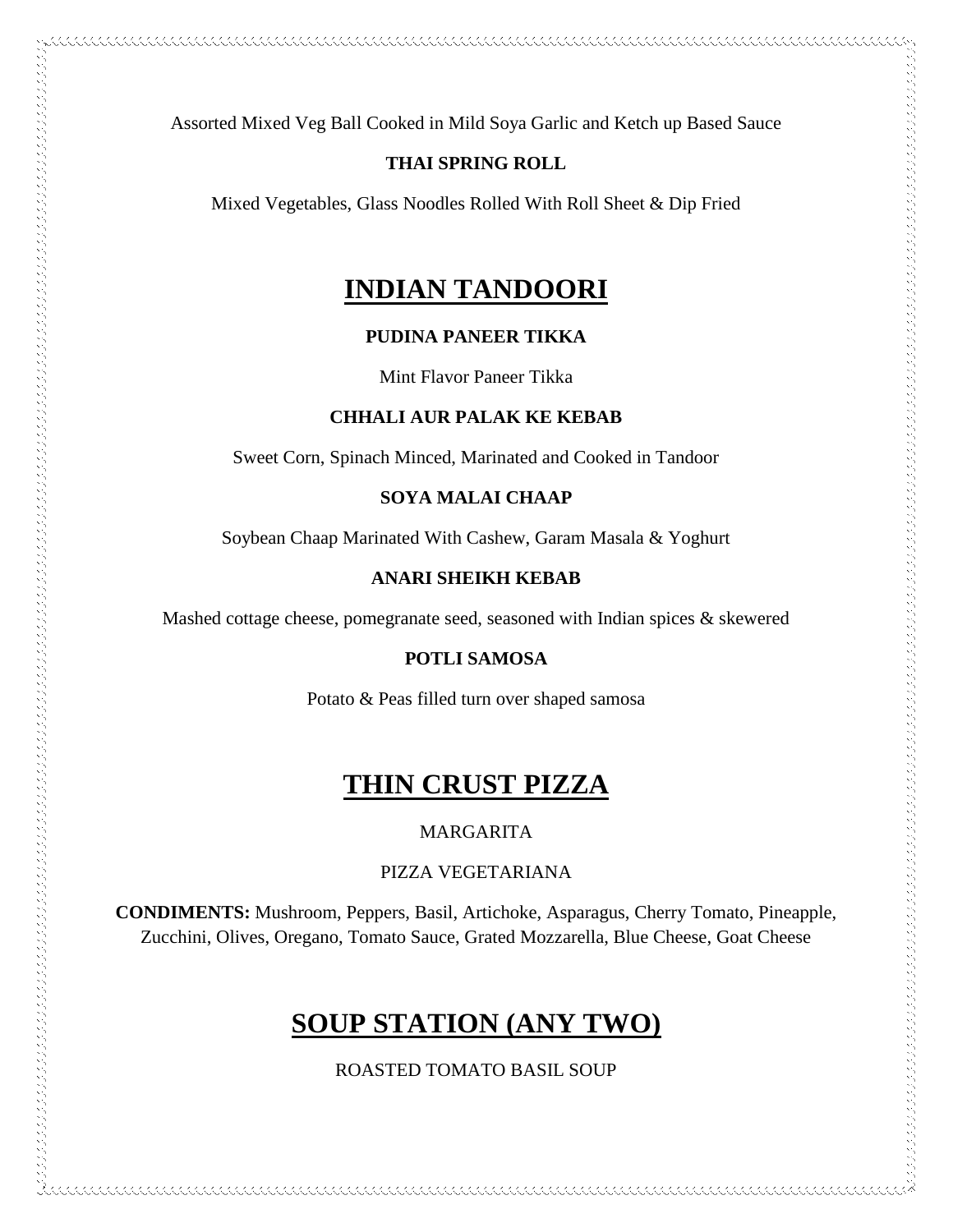Assorted Mixed Veg Ball Cooked in Mild Soya Garlic and Ketch up Based Sauce

**THAI SPRING ROLL**

Mixed Vegetables, Glass Noodles Rolled With Roll Sheet & Dip Fried

# INDIAN TANDOORI

**PUDINA PANEER TIKKA**

Mint Flavor Paneer Tikka

**CHHALI AUR PALAK KE KEBAB**

Sweet Corn, Spinach Minced, Marinated and Cooked in Tandoor

**SOYA MALAI CHAAP**

Soybean Chaap Marinated With Cashew, Garam Masala & Yoghurt

**ANARI SHEIKH KEBAB**

Mashed cottage cheese, pomegranate seed, seasoned with Indian spices & skewered

**POTLI SAMOSA**

Potato & Peas filled turn over shaped samosa

# THIN CRUST PIZZA

MARGARITA

PIZZA VEGETARIANA

**CONDIMENTS:** Mushroom, Peppers, Basil, Artichoke, Asparagus, Cherry Tomato, Pineapple, Zucchini, Olives, Oregano, Tomato Sauce, Grated Mozzarella, Blue Cheese, Goat Cheese

# SOUP STATION (ANY TWO)

ROASTED TOMATO BASIL SOUP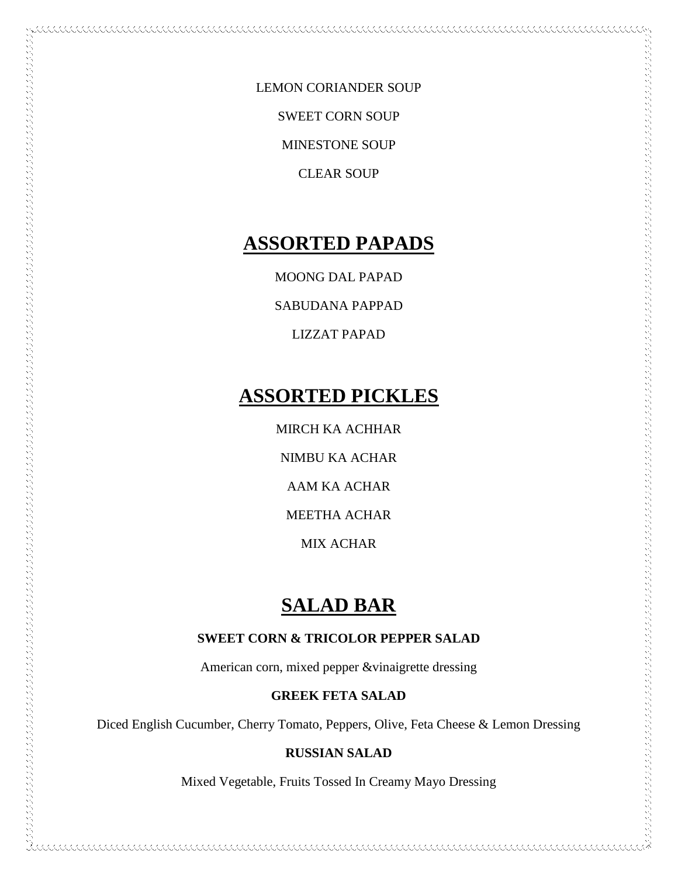LEMON CORIANDER SOUP

SWEET CORN SOUP

MINESTONE SOUP

CLEAR SOUP

## ASSORTED PAPADS

MOONG DAL PAPAD

SABUDANA PAPPAD

LIZZAT PAPAD

## ASSORTED PICKLES

MIRCH KA ACHHAR

NIMBU KA ACHAR

AAM KA ACHAR

MEETHA ACHAR

MIX ACHAR

## SALAD BAR

**SWEET CORN & TRICOLOR PEPPER SALAD**

American corn, mixed pepper &vinaigrette dressing

**GREEK FETA SALAD**

Diced English Cucumber, Cherry Tomato, Peppers, Olive, Feta Cheese & Lemon Dressing

**RUSSIAN SALAD**

Mixed Vegetable, Fruits Tossed In Creamy Mayo Dressing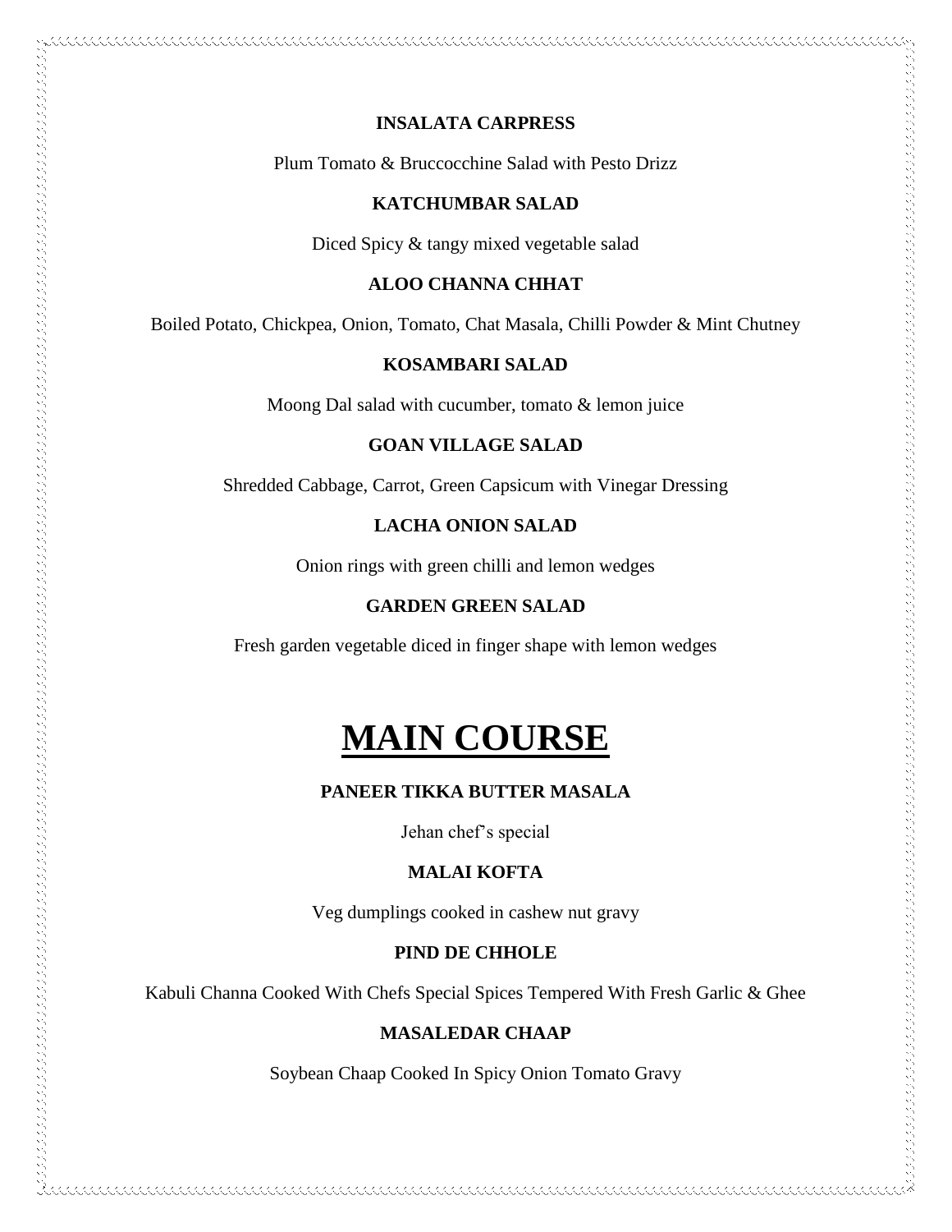**INSALATA CARPRESS**

Plum Tomato & Bruccocchine Salad with Pesto Drizz

**KATCHUMBAR SALAD**

Diced Spicy & tangy mixed vegetable salad

**ALOO CHANNA CHHAT**

Boiled Potato, Chickpea, Onion, Tomato, Chat Masala, Chilli Powder & Mint Chutney

**KOSAMBARI SALAD**

Moong Dal salad with cucumber, tomato & lemon juice

**GOAN VILLAGE SALAD**

Shredded Cabbage, Carrot, Green Capsicum with Vinegar Dressing

**LACHA ONION SALAD**

Onion rings with green chilli and lemon wedges

**GARDEN GREEN SALAD**

Fresh garden vegetable diced in finger shape with lemon wedges

# MAIN COURSE

**PANEER TIKKA BUTTER MASALA**

Jehan chef's special

**MALAI KOFTA**

Veg dumplings cooked in cashew nut gravy

**PIND DE CHHOLE**

Kabuli Channa Cooked With Chefs Special Spices Tempered With Fresh Garlic & Ghee

**MASALEDAR CHAAP**

Soybean Chaap Cooked In Spicy Onion Tomato Gravy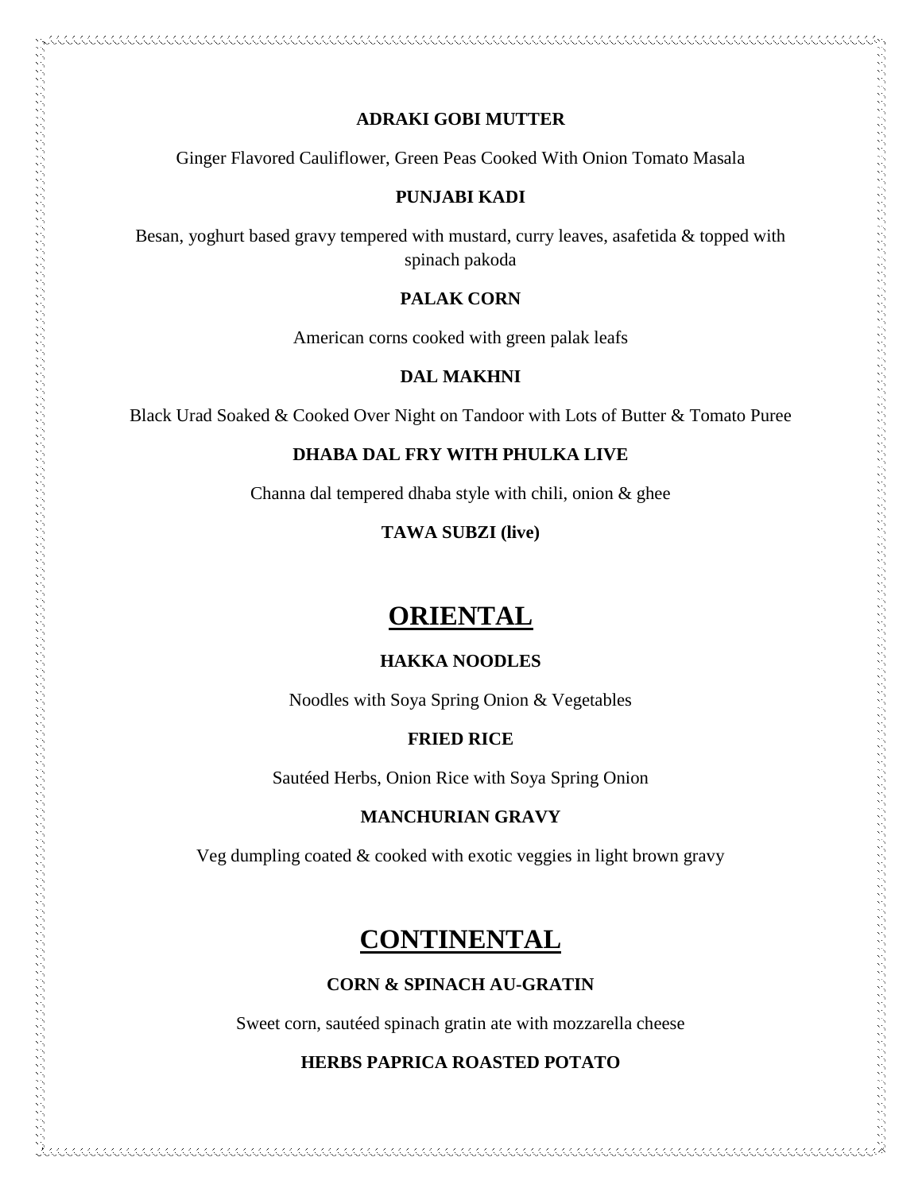**ADRAKI GOBI MUTTER**

Ginger Flavored Cauliflower, Green Peas Cooked With Onion Tomato Masala

**PUNJABI KADI**

Besan, yoghurt based gravy tempered with mustard, curry leaves, asafetida & topped with spinach pakoda

**PALAK CORN**

American corns cooked with green palak leafs

**DAL MAKHNI**

Black Urad Soaked & Cooked Over Night on Tandoor with Lots of Butter & Tomato Puree

**DHABA DAL FRY WITH PHULKA LIVE**

Channa dal tempered dhaba style with chili, onion & ghee

**TAWA SUBZI (live)**

# ORIENTAL

**HAKKA NOODLES**

Noodles with Soya Spring Onion & Vegetables

**FRIED RICE**

Sautéed Herbs, Onion Rice with Soya Spring Onion

**MANCHURIAN GRAVY**

Veg dumpling coated & cooked with exotic veggies in light brown gravy

# CONTINENTAL

**CORN & SPINACH AU-GRATIN**

Sweet corn, sautéed spinach gratin ate with mozzarella cheese

**HERBS PAPRICA ROASTED POTATO**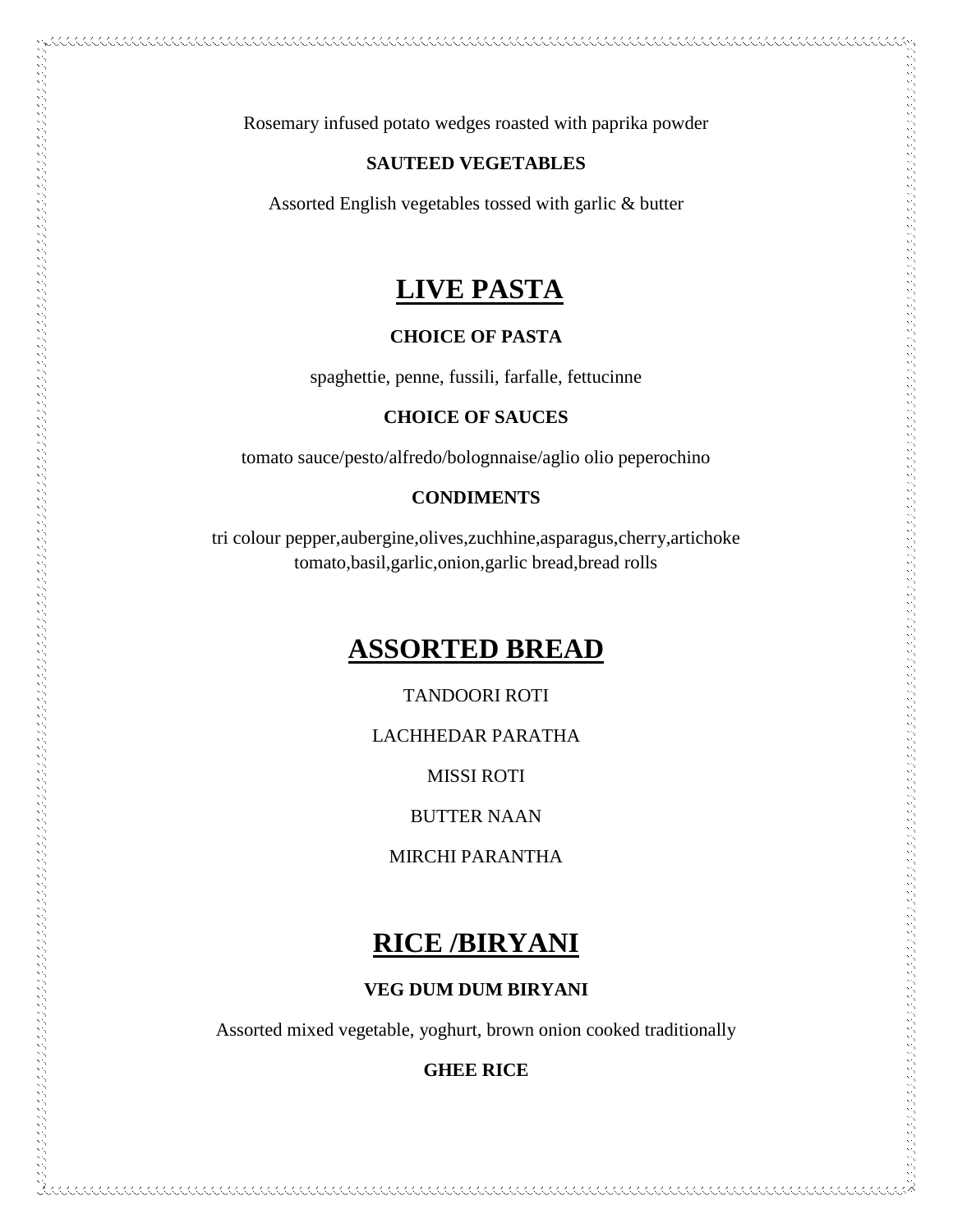Rosemary infused potato wedges roasted with paprika powder

**SAUTEED VEGETABLES**

Assorted English vegetables tossed with garlic & butter

## LIVE PASTA

**CHOICE OF PASTA**

spaghettie, penne, fussili, farfalle, fettucinne

**CHOICE OF SAUCES**

tomato sauce/pesto/alfredo/bolognnaise/aglio olio peperochino

**CONDIMENTS**

tri colour pepper,aubergine,olives,zuchhine,asparagus,cherry,artichoke tomato,basil,garlic,onion,garlic bread,bread rolls

## ASSORTED BREAD

TANDOORI ROTI

LACHHEDAR PARATHA

MISSI ROTI

BUTTER NAAN

MIRCHI PARANTHA

## RICE /BIRYANI

**VEG DUM DUM BIRYANI**

Assorted mixed vegetable, yoghurt, brown onion cooked traditionally

**GHEE RICE**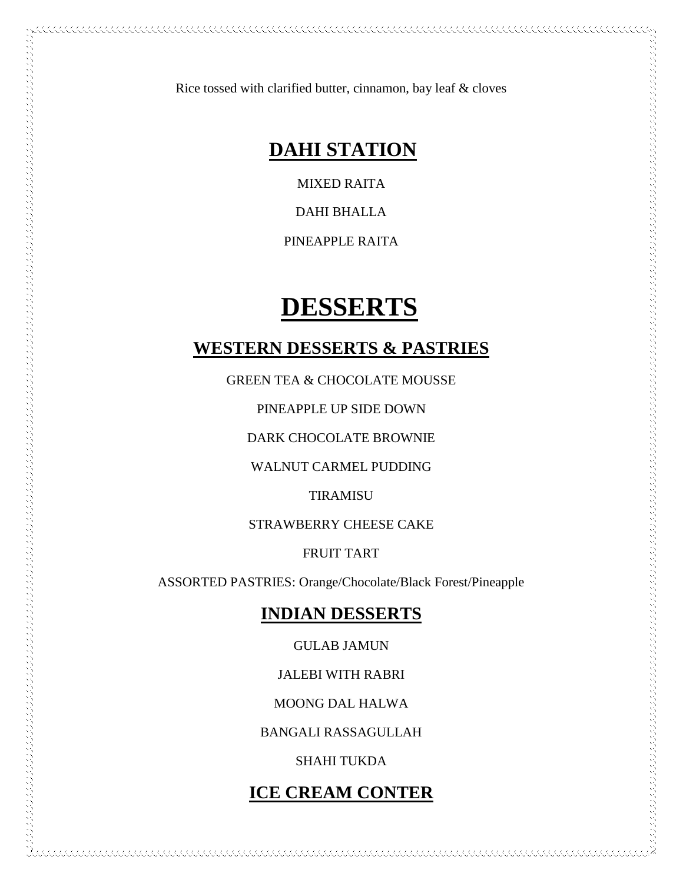Rice tossed with clarified butter, cinnamon, bay leaf & cloves

## DAHI STATION

MIXED RAITA

DAHI BHALLA

PINEAPPLE RAITA

# DESSERTS

## WESTERN DESSERTS & PASTRIES

GREEN TEA & CHOCOLATE MOUSSE

PINEAPPLE UP SIDE DOWN

DARK CHOCOLATE BROWNIE

WALNUT CARMEL PUDDING

TIRAMISU

STRAWBERRY CHEESE CAKE

FRUIT TART

ASSORTED PASTRIES: Orange/Chocolate/Black Forest/Pineapple

## INDIAN DESSERTS

GULAB JAMUN

JALEBI WITH RABRI

MOONG DAL HALWA

BANGALI RASSAGULLAH

SHAHI TUKDA

## ICE CREAM CONTER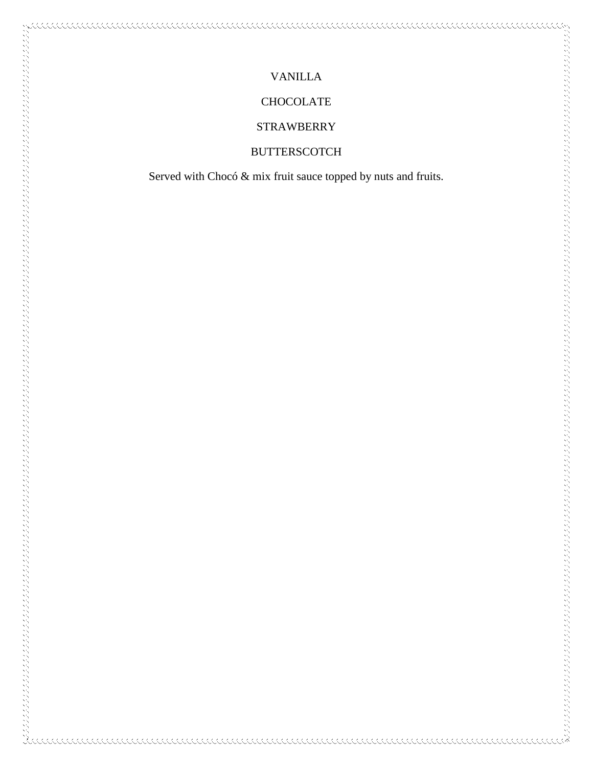VANILLA

CHOCOLATE

STRAWBERRY

BUTTERSCOTCH

Served with Chocó & mix fruit sauce topped by nuts and fruits.